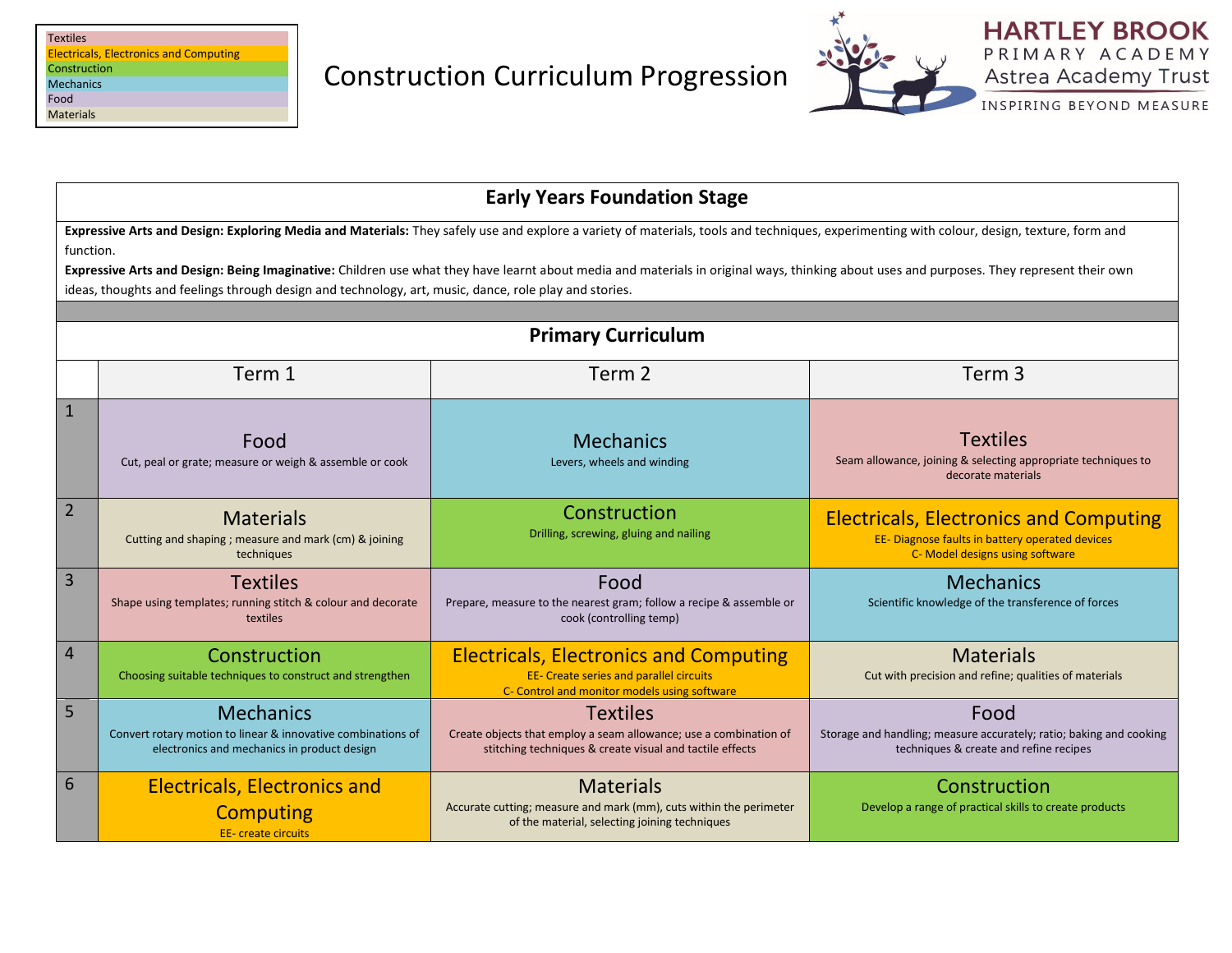| Textiles |
|---|
| Electricals, Electronics and Computing |
| Construction |
| Mechanics |
| Food |
| Materials |

# Construction Curriculum Progression

HARTLEY BROOK PRIMARY ACADEMY
Astrea Academy Trust
INSPIRING BEYOND MEASURE

## Early Years Foundation Stage

**Expressive Arts and Design: Exploring Media and Materials:** They safely use and explore a variety of materials, tools and techniques, experimenting with colour, design, texture, form and function.

**Expressive Arts and Design: Being Imaginative:** Children use what they have learnt about media and materials in original ways, thinking about uses and purposes. They represent their own ideas, thoughts and feelings through design and technology, art, music, dance, role play and stories.

## Primary Curriculum

| | Term 1 | Term 2 | Term 3 |
|---|---|---|---|
| 1 | **Food** Cut, peal or grate; measure or weigh & assemble or cook | **Mechanics** Levers, wheels and winding | **Textiles** Seam allowance, joining & selecting appropriate techniques to decorate materials |
| 2 | **Materials** Cutting and shaping ; measure and mark (cm) & joining techniques | **Construction** Drilling, screwing, gluing and nailing | **Electricals, Electronics and Computing** EE- Diagnose faults in battery operated devices C- Model designs using software |
| 3 | **Textiles** Shape using templates; running stitch & colour and decorate textiles | **Food** Prepare, measure to the nearest gram; follow a recipe & assemble or cook (controlling temp) | **Mechanics** Scientific knowledge of the transference of forces |
| 4 | **Construction** Choosing suitable techniques to construct and strengthen | **Electricals, Electronics and Computing** EE- Create series and parallel circuits C- Control and monitor models using software | **Materials** Cut with precision and refine; qualities of materials |
| 5 | **Mechanics** Convert rotary motion to linear & innovative combinations of electronics and mechanics in product design | **Textiles** Create objects that employ a seam allowance; use a combination of stitching techniques & create visual and tactile effects | **Food** Storage and handling; measure accurately; ratio; baking and cooking techniques & create and refine recipes |
| 6 | **Electricals, Electronics and Computing** EE- create circuits | **Materials** Accurate cutting; measure and mark (mm), cuts within the perimeter of the material, selecting joining techniques | **Construction** Develop a range of practical skills to create products |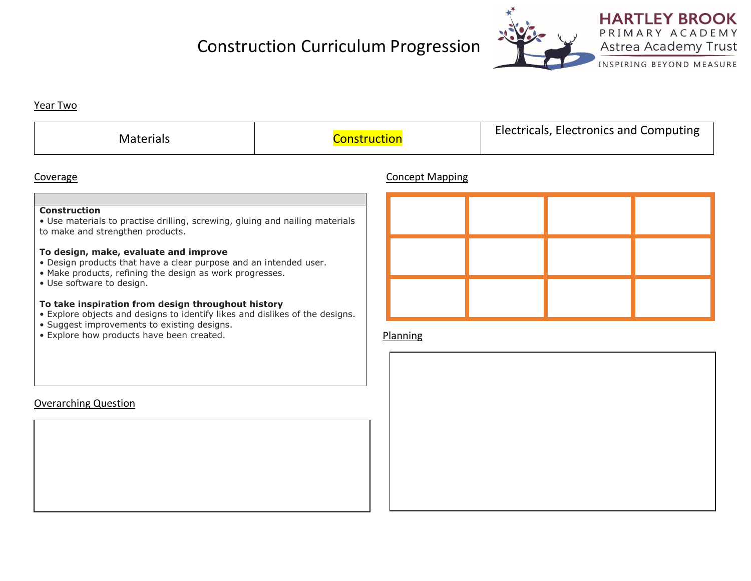# Construction Curriculum Progression

HARTLEY BROOK
PRIMARY ACADEMY
Astrea Academy Trust
INSPIRING BEYOND MEASURE

## Year Two

| Materials | Construction | Electricals, Electronics and Computing |
|---|---|---|

## Coverage

**Construction**
- Use materials to practise drilling, screwing, gluing and nailing materials to make and strengthen products.

**To design, make, evaluate and improve**
- Design products that have a clear purpose and an intended user.
- Make products, refining the design as work progresses.
- Use software to design.

**To take inspiration from design throughout history**
- Explore objects and designs to identify likes and dislikes of the designs.
- Suggest improvements to existing designs.
- Explore how products have been created.

## Overarching Question

## Concept Mapping

| | | | |
|---|---|---|---|
| | | | |
| | | | |
| | | | |

## Planning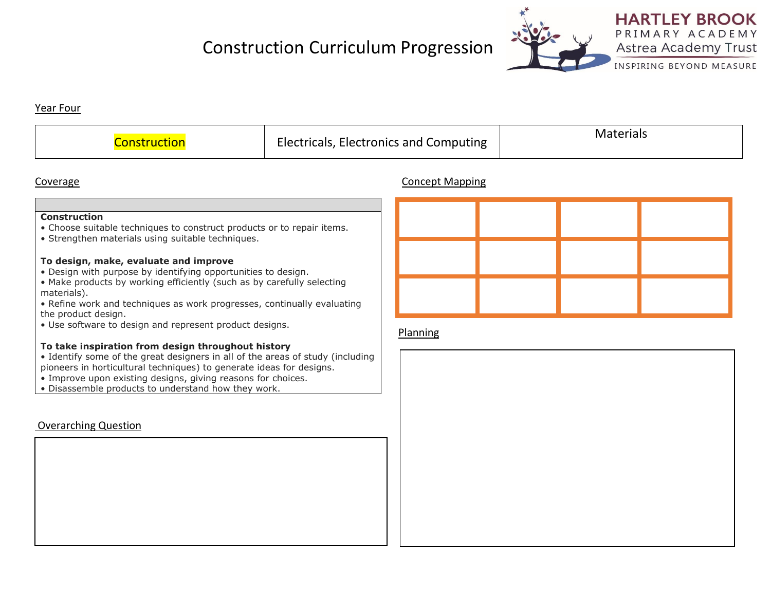# Construction Curriculum Progression

HARTLEY BROOK
PRIMARY ACADEMY
Astrea Academy Trust
INSPIRING BEYOND MEASURE

## Year Four

| Construction | Electricals, Electronics and Computing | Materials |
|---|---|---|

## Coverage

**Construction**
- Choose suitable techniques to construct products or to repair items.
- Strengthen materials using suitable techniques.

**To design, make, evaluate and improve**
- Design with purpose by identifying opportunities to design.
- Make products by working efficiently (such as by carefully selecting materials).
- Refine work and techniques as work progresses, continually evaluating the product design.
- Use software to design and represent product designs.

**To take inspiration from design throughout history**
- Identify some of the great designers in all of the areas of study (including pioneers in horticultural techniques) to generate ideas for designs.
- Improve upon existing designs, giving reasons for choices.
- Disassemble products to understand how they work.

## Overarching Question

## Concept Mapping

| | | | |
|---|---|---|---|
| | | | |
| | | | |
| | | | |

## Planning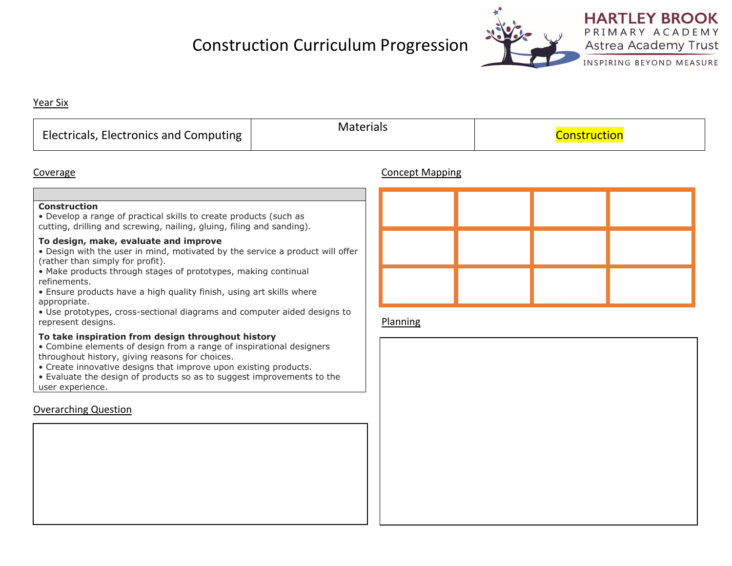# Construction Curriculum Progression

HARTLEY BROOK
PRIMARY ACADEMY
Astrea Academy Trust
INSPIRING BEYOND MEASURE

Year Six

| | | |
|---|---|---|
| Electricals, Electronics and Computing | Materials | Construction |

Coverage

**Construction**
- Develop a range of practical skills to create products (such as cutting, drilling and screwing, nailing, gluing, filing and sanding).

**To design, make, evaluate and improve**
- Design with the user in mind, motivated by the service a product will offer (rather than simply for profit).
- Make products through stages of prototypes, making continual refinements.
- Ensure products have a high quality finish, using art skills where appropriate.
- Use prototypes, cross-sectional diagrams and computer aided designs to represent designs.

**To take inspiration from design throughout history**
- Combine elements of design from a range of inspirational designers throughout history, giving reasons for choices.
- Create innovative designs that improve upon existing products.
- Evaluate the design of products so as to suggest improvements to the user experience.

Overarching Question

Concept Mapping

| | | | |
|---|---|---|---|
| | | | |
| | | | |
| | | | |

Planning